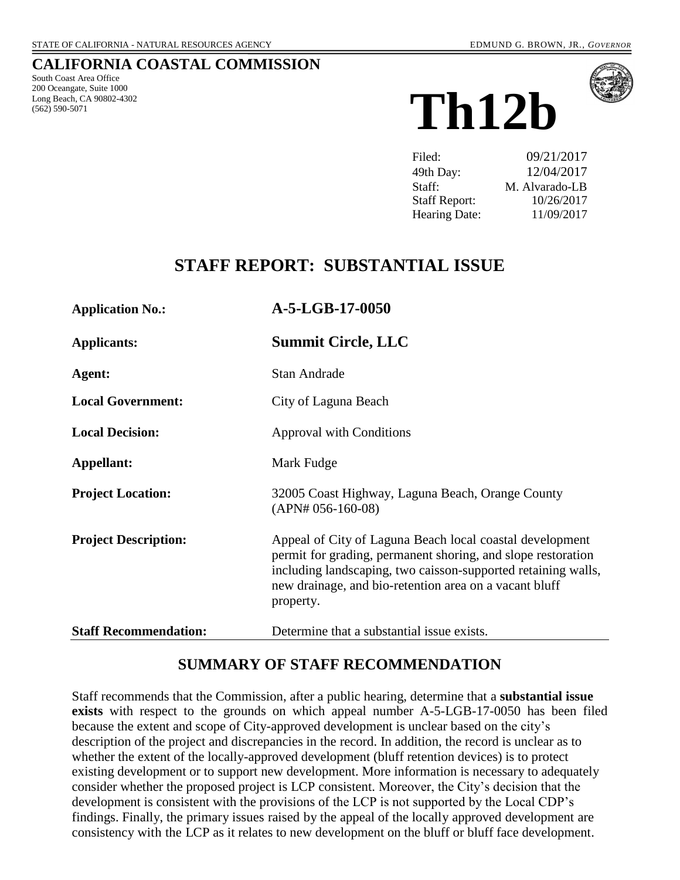STATE OF CALIFORNIA - NATURAL RESOURCES AGENCY EDMUND G. BROWN, JR., *GOVERNOR*

# CALIFORNIA COASTAL COMMISSION

South Coast Area Office
200 Oceangate, Suite 1000
Long Beach, CA 90802-4302
(562) 590-5071

# Th12b

| | |
|---|---|
| Filed: | 09/21/2017 |
| 49th Day: | 12/04/2017 |
| Staff: | M. Alvarado-LB |
| Staff Report: | 10/26/2017 |
| Hearing Date: | 11/09/2017 |

## STAFF REPORT: SUBSTANTIAL ISSUE

| | |
|---|---|
| **Application No.:** | **A-5-LGB-17-0050** |
| **Applicants:** | **Summit Circle, LLC** |
| **Agent:** | Stan Andrade |
| **Local Government:** | City of Laguna Beach |
| **Local Decision:** | Approval with Conditions |
| **Appellant:** | Mark Fudge |
| **Project Location:** | 32005 Coast Highway, Laguna Beach, Orange County (APN# 056-160-08) |
| **Project Description:** | Appeal of City of Laguna Beach local coastal development permit for grading, permanent shoring, and slope restoration including landscaping, two caisson-supported retaining walls, new drainage, and bio-retention area on a vacant bluff property. |
| **Staff Recommendation:** | Determine that a substantial issue exists. |

## SUMMARY OF STAFF RECOMMENDATION

Staff recommends that the Commission, after a public hearing, determine that a **substantial issue exists** with respect to the grounds on which appeal number A-5-LGB-17-0050 has been filed because the extent and scope of City-approved development is unclear based on the city's description of the project and discrepancies in the record. In addition, the record is unclear as to whether the extent of the locally-approved development (bluff retention devices) is to protect existing development or to support new development. More information is necessary to adequately consider whether the proposed project is LCP consistent. Moreover, the City's decision that the development is consistent with the provisions of the LCP is not supported by the Local CDP's findings. Finally, the primary issues raised by the appeal of the locally approved development are consistency with the LCP as it relates to new development on the bluff or bluff face development.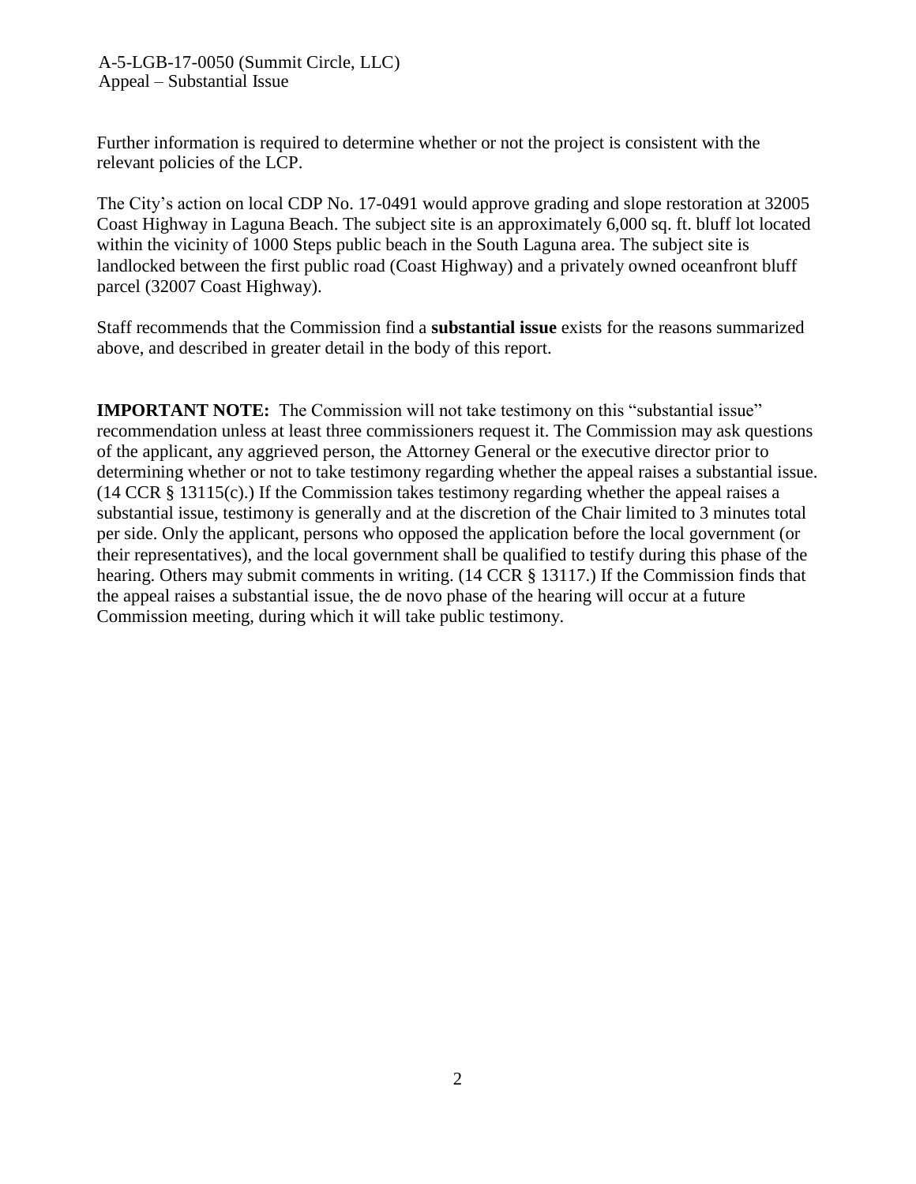Further information is required to determine whether or not the project is consistent with the relevant policies of the LCP.

The City's action on local CDP No. 17-0491 would approve grading and slope restoration at 32005 Coast Highway in Laguna Beach. The subject site is an approximately 6,000 sq. ft. bluff lot located within the vicinity of 1000 Steps public beach in the South Laguna area. The subject site is landlocked between the first public road (Coast Highway) and a privately owned oceanfront bluff parcel (32007 Coast Highway).

Staff recommends that the Commission find a **substantial issue** exists for the reasons summarized above, and described in greater detail in the body of this report.

**IMPORTANT NOTE:** The Commission will not take testimony on this "substantial issue" recommendation unless at least three commissioners request it. The Commission may ask questions of the applicant, any aggrieved person, the Attorney General or the executive director prior to determining whether or not to take testimony regarding whether the appeal raises a substantial issue. (14 CCR § 13115(c).) If the Commission takes testimony regarding whether the appeal raises a substantial issue, testimony is generally and at the discretion of the Chair limited to 3 minutes total per side. Only the applicant, persons who opposed the application before the local government (or their representatives), and the local government shall be qualified to testify during this phase of the hearing. Others may submit comments in writing. (14 CCR § 13117.) If the Commission finds that the appeal raises a substantial issue, the de novo phase of the hearing will occur at a future Commission meeting, during which it will take public testimony.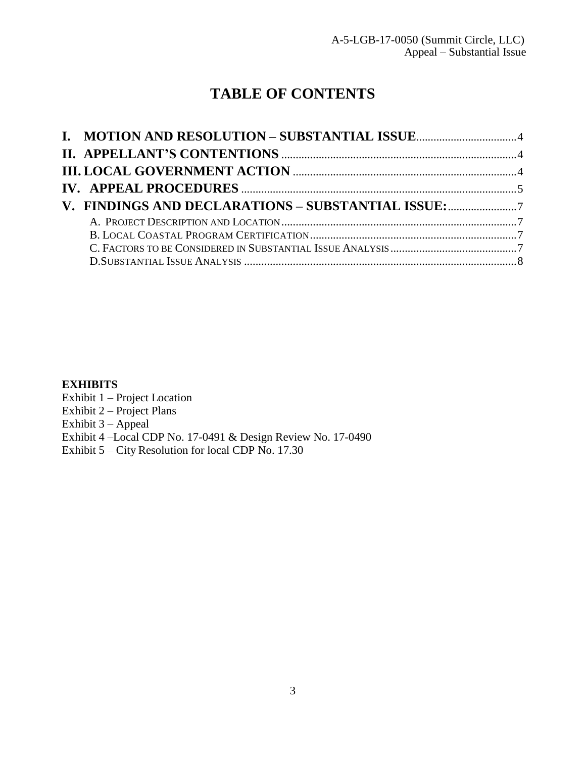# TABLE OF CONTENTS

**I. MOTION AND RESOLUTION – SUBSTANTIAL ISSUE** .................................. 4
**II. APPELLANT'S CONTENTIONS** .................................................................. 4
**III. LOCAL GOVERNMENT ACTION** ............................................................ 4
**IV. APPEAL PROCEDURES** .............................................................................. 5
**V. FINDINGS AND DECLARATIONS – SUBSTANTIAL ISSUE:** ....................... 7

- A. Project Description and Location ........................................................ 7
- B. Local Coastal Program Certification .................................................. 7
- C. Factors to be Considered in Substantial Issue Analysis ....................... 7
- D. Substantial Issue Analysis ................................................................ 8

**EXHIBITS**

Exhibit 1 – Project Location
Exhibit 2 – Project Plans
Exhibit 3 – Appeal
Exhibit 4 –Local CDP No. 17-0491 & Design Review No. 17-0490
Exhibit 5 – City Resolution for local CDP No. 17.30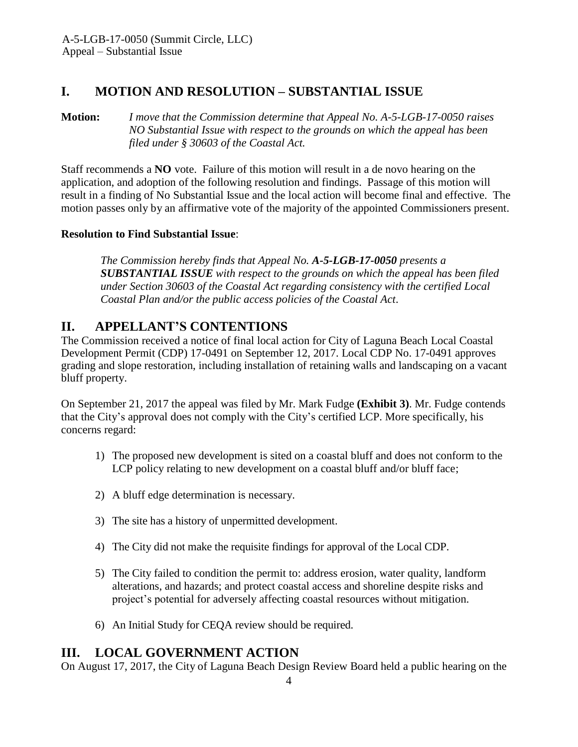## I. MOTION AND RESOLUTION – SUBSTANTIAL ISSUE

**Motion:** *I move that the Commission determine that Appeal No. A-5-LGB-17-0050 raises NO Substantial Issue with respect to the grounds on which the appeal has been filed under § 30603 of the Coastal Act.*

Staff recommends a **NO** vote. Failure of this motion will result in a de novo hearing on the application, and adoption of the following resolution and findings. Passage of this motion will result in a finding of No Substantial Issue and the local action will become final and effective. The motion passes only by an affirmative vote of the majority of the appointed Commissioners present.

**Resolution to Find Substantial Issue**:

> *The Commission hereby finds that Appeal No.* ***A-5-LGB-17-0050*** *presents a* ***SUBSTANTIAL ISSUE*** *with respect to the grounds on which the appeal has been filed under Section 30603 of the Coastal Act regarding consistency with the certified Local Coastal Plan and/or the public access policies of the Coastal Act.*

## II. APPELLANT'S CONTENTIONS

The Commission received a notice of final local action for City of Laguna Beach Local Coastal Development Permit (CDP) 17-0491 on September 12, 2017. Local CDP No. 17-0491 approves grading and slope restoration, including installation of retaining walls and landscaping on a vacant bluff property.

On September 21, 2017 the appeal was filed by Mr. Mark Fudge **(Exhibit 3)**. Mr. Fudge contends that the City's approval does not comply with the City's certified LCP. More specifically, his concerns regard:

1) The proposed new development is sited on a coastal bluff and does not conform to the LCP policy relating to new development on a coastal bluff and/or bluff face;

2) A bluff edge determination is necessary.

3) The site has a history of unpermitted development.

4) The City did not make the requisite findings for approval of the Local CDP.

5) The City failed to condition the permit to: address erosion, water quality, landform alterations, and hazards; and protect coastal access and shoreline despite risks and project's potential for adversely affecting coastal resources without mitigation.

6) An Initial Study for CEQA review should be required.

## III. LOCAL GOVERNMENT ACTION

On August 17, 2017, the City of Laguna Beach Design Review Board held a public hearing on the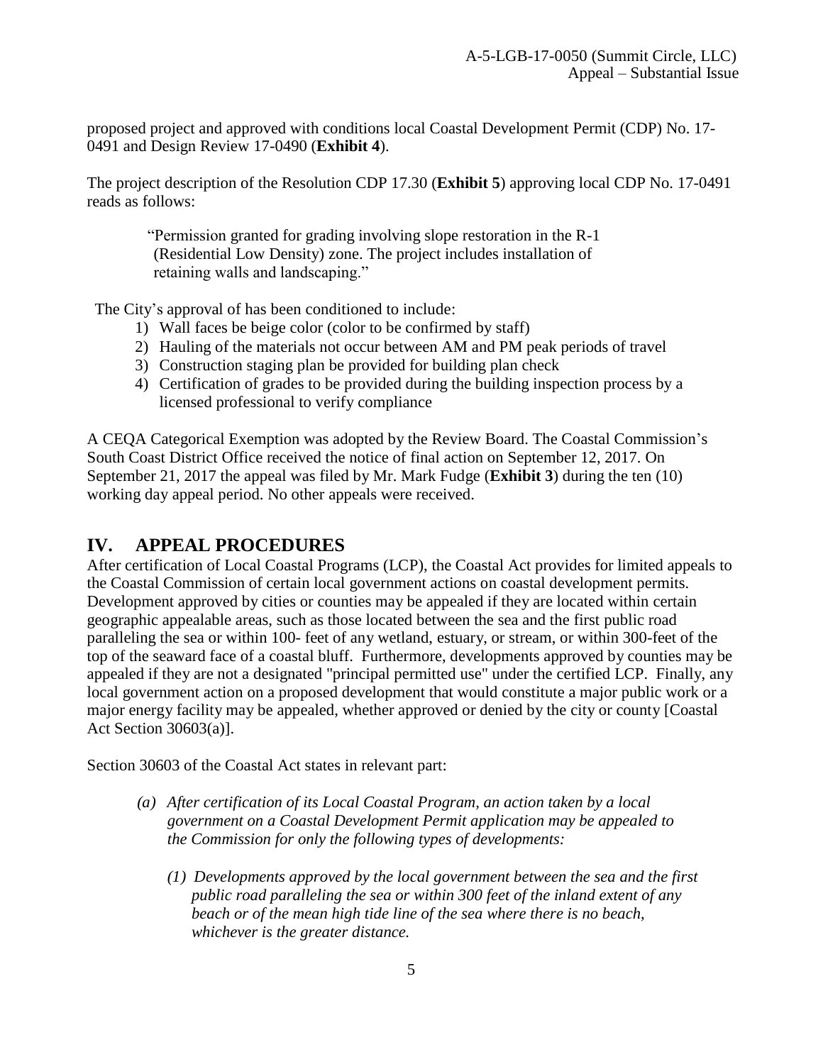proposed project and approved with conditions local Coastal Development Permit (CDP) No. 17-0491 and Design Review 17-0490 (**Exhibit 4**).

The project description of the Resolution CDP 17.30 (**Exhibit 5**) approving local CDP No. 17-0491 reads as follows:

> "Permission granted for grading involving slope restoration in the R-1 (Residential Low Density) zone. The project includes installation of retaining walls and landscaping."

The City's approval of has been conditioned to include:

1) Wall faces be beige color (color to be confirmed by staff)
2) Hauling of the materials not occur between AM and PM peak periods of travel
3) Construction staging plan be provided for building plan check
4) Certification of grades to be provided during the building inspection process by a licensed professional to verify compliance

A CEQA Categorical Exemption was adopted by the Review Board. The Coastal Commission's South Coast District Office received the notice of final action on September 12, 2017. On September 21, 2017 the appeal was filed by Mr. Mark Fudge (**Exhibit 3**) during the ten (10) working day appeal period. No other appeals were received.

## IV. APPEAL PROCEDURES

After certification of Local Coastal Programs (LCP), the Coastal Act provides for limited appeals to the Coastal Commission of certain local government actions on coastal development permits. Development approved by cities or counties may be appealed if they are located within certain geographic appealable areas, such as those located between the sea and the first public road paralleling the sea or within 100- feet of any wetland, estuary, or stream, or within 300-feet of the top of the seaward face of a coastal bluff. Furthermore, developments approved by counties may be appealed if they are not a designated "principal permitted use" under the certified LCP. Finally, any local government action on a proposed development that would constitute a major public work or a major energy facility may be appealed, whether approved or denied by the city or county [Coastal Act Section 30603(a)].

Section 30603 of the Coastal Act states in relevant part:

> *(a) After certification of its Local Coastal Program, an action taken by a local government on a Coastal Development Permit application may be appealed to the Commission for only the following types of developments:*
>
> *(1) Developments approved by the local government between the sea and the first public road paralleling the sea or within 300 feet of the inland extent of any beach or of the mean high tide line of the sea where there is no beach, whichever is the greater distance.*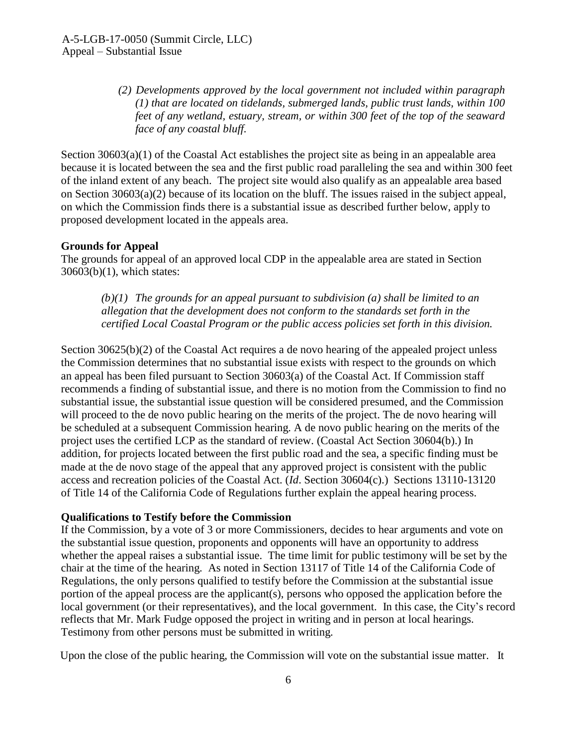> *(2) Developments approved by the local government not included within paragraph (1) that are located on tidelands, submerged lands, public trust lands, within 100 feet of any wetland, estuary, stream, or within 300 feet of the top of the seaward face of any coastal bluff.*

Section 30603(a)(1) of the Coastal Act establishes the project site as being in an appealable area because it is located between the sea and the first public road paralleling the sea and within 300 feet of the inland extent of any beach. The project site would also qualify as an appealable area based on Section 30603(a)(2) because of its location on the bluff. The issues raised in the subject appeal, on which the Commission finds there is a substantial issue as described further below, apply to proposed development located in the appeals area.

**Grounds for Appeal**

The grounds for appeal of an approved local CDP in the appealable area are stated in Section 30603(b)(1), which states:

> *(b)(1) The grounds for an appeal pursuant to subdivision (a) shall be limited to an allegation that the development does not conform to the standards set forth in the certified Local Coastal Program or the public access policies set forth in this division.*

Section 30625(b)(2) of the Coastal Act requires a de novo hearing of the appealed project unless the Commission determines that no substantial issue exists with respect to the grounds on which an appeal has been filed pursuant to Section 30603(a) of the Coastal Act. If Commission staff recommends a finding of substantial issue, and there is no motion from the Commission to find no substantial issue, the substantial issue question will be considered presumed, and the Commission will proceed to the de novo public hearing on the merits of the project. The de novo hearing will be scheduled at a subsequent Commission hearing. A de novo public hearing on the merits of the project uses the certified LCP as the standard of review. (Coastal Act Section 30604(b).) In addition, for projects located between the first public road and the sea, a specific finding must be made at the de novo stage of the appeal that any approved project is consistent with the public access and recreation policies of the Coastal Act. (*Id*. Section 30604(c).) Sections 13110-13120 of Title 14 of the California Code of Regulations further explain the appeal hearing process.

**Qualifications to Testify before the Commission**

If the Commission, by a vote of 3 or more Commissioners, decides to hear arguments and vote on the substantial issue question, proponents and opponents will have an opportunity to address whether the appeal raises a substantial issue. The time limit for public testimony will be set by the chair at the time of the hearing. As noted in Section 13117 of Title 14 of the California Code of Regulations, the only persons qualified to testify before the Commission at the substantial issue portion of the appeal process are the applicant(s), persons who opposed the application before the local government (or their representatives), and the local government. In this case, the City's record reflects that Mr. Mark Fudge opposed the project in writing and in person at local hearings. Testimony from other persons must be submitted in writing.

Upon the close of the public hearing, the Commission will vote on the substantial issue matter. It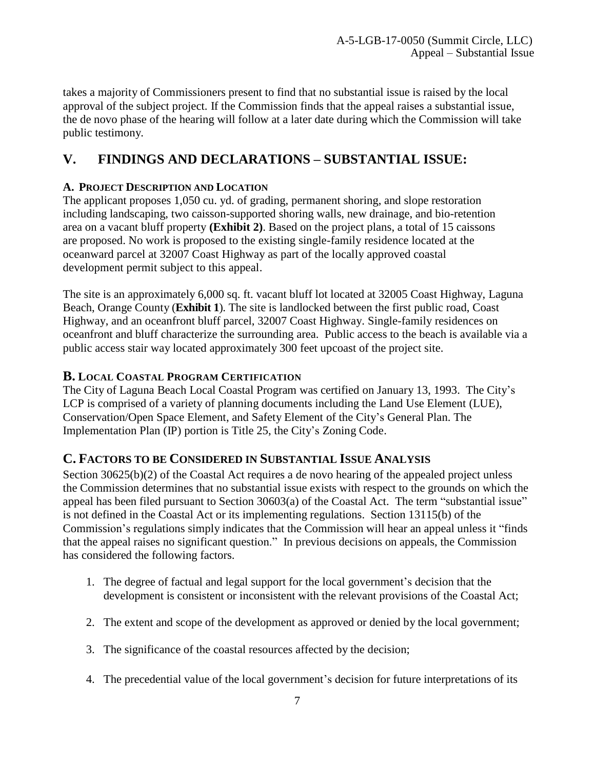takes a majority of Commissioners present to find that no substantial issue is raised by the local approval of the subject project. If the Commission finds that the appeal raises a substantial issue, the de novo phase of the hearing will follow at a later date during which the Commission will take public testimony.

## V. FINDINGS AND DECLARATIONS – SUBSTANTIAL ISSUE:

### A. PROJECT DESCRIPTION AND LOCATION

The applicant proposes 1,050 cu. yd. of grading, permanent shoring, and slope restoration including landscaping, two caisson-supported shoring walls, new drainage, and bio-retention area on a vacant bluff property **(Exhibit 2)**. Based on the project plans, a total of 15 caissons are proposed. No work is proposed to the existing single-family residence located at the oceanward parcel at 32007 Coast Highway as part of the locally approved coastal development permit subject to this appeal.

The site is an approximately 6,000 sq. ft. vacant bluff lot located at 32005 Coast Highway, Laguna Beach, Orange County (**Exhibit 1**). The site is landlocked between the first public road, Coast Highway, and an oceanfront bluff parcel, 32007 Coast Highway. Single-family residences on oceanfront and bluff characterize the surrounding area. Public access to the beach is available via a public access stair way located approximately 300 feet upcoast of the project site.

### B. LOCAL COASTAL PROGRAM CERTIFICATION

The City of Laguna Beach Local Coastal Program was certified on January 13, 1993. The City's LCP is comprised of a variety of planning documents including the Land Use Element (LUE), Conservation/Open Space Element, and Safety Element of the City's General Plan. The Implementation Plan (IP) portion is Title 25, the City's Zoning Code.

### C. FACTORS TO BE CONSIDERED IN SUBSTANTIAL ISSUE ANALYSIS

Section 30625(b)(2) of the Coastal Act requires a de novo hearing of the appealed project unless the Commission determines that no substantial issue exists with respect to the grounds on which the appeal has been filed pursuant to Section 30603(a) of the Coastal Act. The term "substantial issue" is not defined in the Coastal Act or its implementing regulations. Section 13115(b) of the Commission's regulations simply indicates that the Commission will hear an appeal unless it "finds that the appeal raises no significant question." In previous decisions on appeals, the Commission has considered the following factors.

1. The degree of factual and legal support for the local government's decision that the development is consistent or inconsistent with the relevant provisions of the Coastal Act;

2. The extent and scope of the development as approved or denied by the local government;

3. The significance of the coastal resources affected by the decision;

4. The precedential value of the local government's decision for future interpretations of its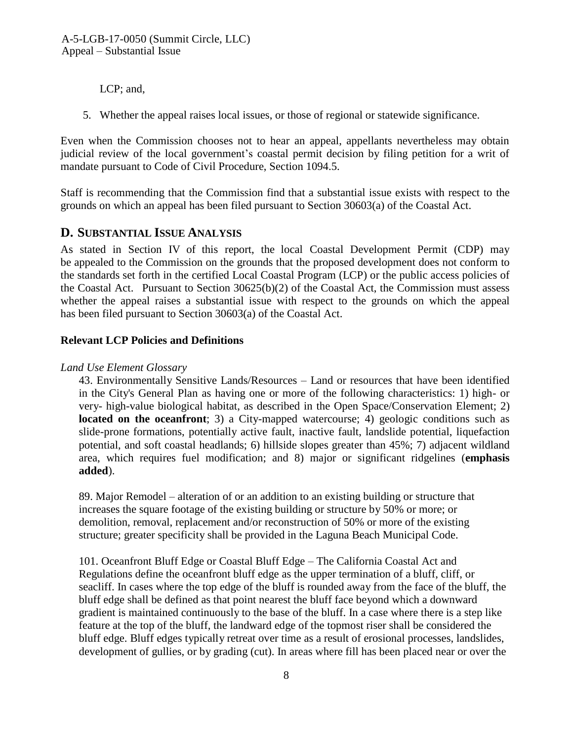LCP; and,

5. Whether the appeal raises local issues, or those of regional or statewide significance.

Even when the Commission chooses not to hear an appeal, appellants nevertheless may obtain judicial review of the local government's coastal permit decision by filing petition for a writ of mandate pursuant to Code of Civil Procedure, Section 1094.5.

Staff is recommending that the Commission find that a substantial issue exists with respect to the grounds on which an appeal has been filed pursuant to Section 30603(a) of the Coastal Act.

## D. Substantial Issue Analysis

As stated in Section IV of this report, the local Coastal Development Permit (CDP) may be appealed to the Commission on the grounds that the proposed development does not conform to the standards set forth in the certified Local Coastal Program (LCP) or the public access policies of the Coastal Act. Pursuant to Section 30625(b)(2) of the Coastal Act, the Commission must assess whether the appeal raises a substantial issue with respect to the grounds on which the appeal has been filed pursuant to Section 30603(a) of the Coastal Act.

### Relevant LCP Policies and Definitions

*Land Use Element Glossary*

43. Environmentally Sensitive Lands/Resources – Land or resources that have been identified in the City's General Plan as having one or more of the following characteristics: 1) high- or very- high-value biological habitat, as described in the Open Space/Conservation Element; 2) **located on the oceanfront**; 3) a City-mapped watercourse; 4) geologic conditions such as slide-prone formations, potentially active fault, inactive fault, landslide potential, liquefaction potential, and soft coastal headlands; 6) hillside slopes greater than 45%; 7) adjacent wildland area, which requires fuel modification; and 8) major or significant ridgelines (**emphasis added**).

89. Major Remodel – alteration of or an addition to an existing building or structure that increases the square footage of the existing building or structure by 50% or more; or demolition, removal, replacement and/or reconstruction of 50% or more of the existing structure; greater specificity shall be provided in the Laguna Beach Municipal Code.

101. Oceanfront Bluff Edge or Coastal Bluff Edge – The California Coastal Act and Regulations define the oceanfront bluff edge as the upper termination of a bluff, cliff, or seacliff. In cases where the top edge of the bluff is rounded away from the face of the bluff, the bluff edge shall be defined as that point nearest the bluff face beyond which a downward gradient is maintained continuously to the base of the bluff. In a case where there is a step like feature at the top of the bluff, the landward edge of the topmost riser shall be considered the bluff edge. Bluff edges typically retreat over time as a result of erosional processes, landslides, development of gullies, or by grading (cut). In areas where fill has been placed near or over the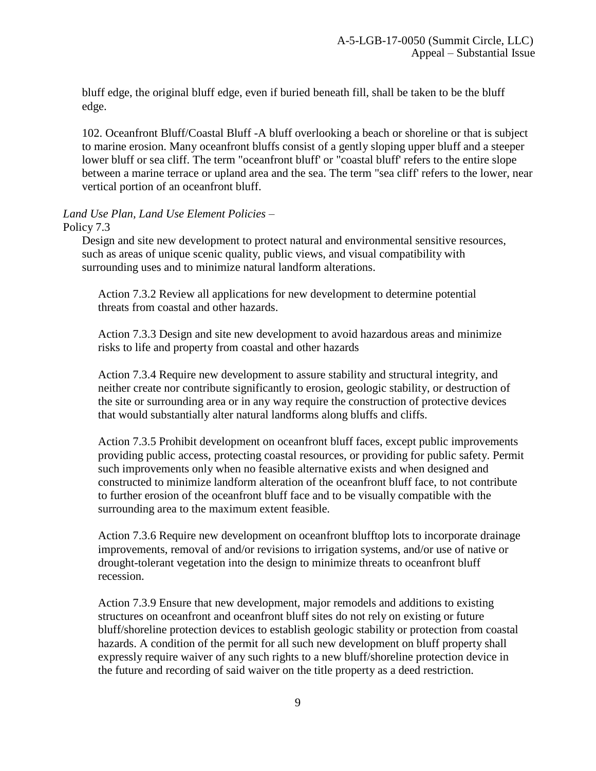bluff edge, the original bluff edge, even if buried beneath fill, shall be taken to be the bluff edge.

102. Oceanfront Bluff/Coastal Bluff -A bluff overlooking a beach or shoreline or that is subject to marine erosion. Many oceanfront bluffs consist of a gently sloping upper bluff and a steeper lower bluff or sea cliff. The term "oceanfront bluff' or "coastal bluff' refers to the entire slope between a marine terrace or upland area and the sea. The term "sea cliff' refers to the lower, near vertical portion of an oceanfront bluff.

*Land Use Plan, Land Use Element Policies* –

Policy 7.3

Design and site new development to protect natural and environmental sensitive resources, such as areas of unique scenic quality, public views, and visual compatibility with surrounding uses and to minimize natural landform alterations.

Action 7.3.2 Review all applications for new development to determine potential threats from coastal and other hazards.

Action 7.3.3 Design and site new development to avoid hazardous areas and minimize risks to life and property from coastal and other hazards

Action 7.3.4 Require new development to assure stability and structural integrity, and neither create nor contribute significantly to erosion, geologic stability, or destruction of the site or surrounding area or in any way require the construction of protective devices that would substantially alter natural landforms along bluffs and cliffs.

Action 7.3.5 Prohibit development on oceanfront bluff faces, except public improvements providing public access, protecting coastal resources, or providing for public safety. Permit such improvements only when no feasible alternative exists and when designed and constructed to minimize landform alteration of the oceanfront bluff face, to not contribute to further erosion of the oceanfront bluff face and to be visually compatible with the surrounding area to the maximum extent feasible.

Action 7.3.6 Require new development on oceanfront blufftop lots to incorporate drainage improvements, removal of and/or revisions to irrigation systems, and/or use of native or drought-tolerant vegetation into the design to minimize threats to oceanfront bluff recession.

Action 7.3.9 Ensure that new development, major remodels and additions to existing structures on oceanfront and oceanfront bluff sites do not rely on existing or future bluff/shoreline protection devices to establish geologic stability or protection from coastal hazards. A condition of the permit for all such new development on bluff property shall expressly require waiver of any such rights to a new bluff/shoreline protection device in the future and recording of said waiver on the title property as a deed restriction.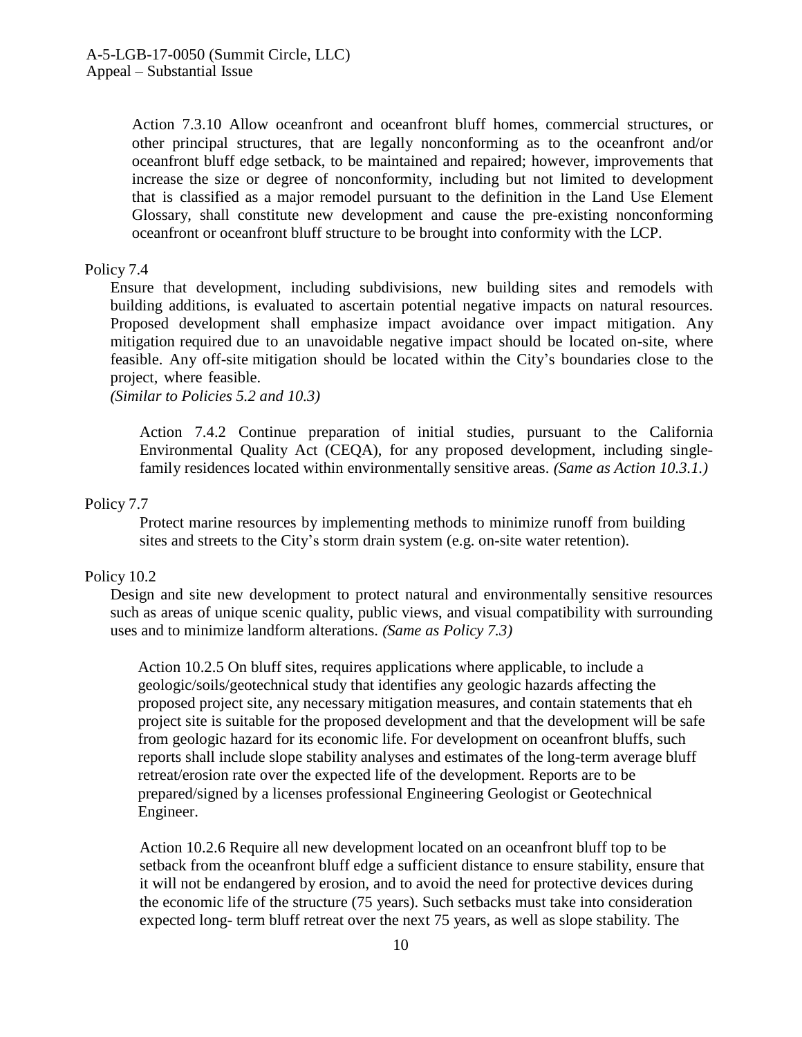Action 7.3.10 Allow oceanfront and oceanfront bluff homes, commercial structures, or other principal structures, that are legally nonconforming as to the oceanfront and/or oceanfront bluff edge setback, to be maintained and repaired; however, improvements that increase the size or degree of nonconformity, including but not limited to development that is classified as a major remodel pursuant to the definition in the Land Use Element Glossary, shall constitute new development and cause the pre-existing nonconforming oceanfront or oceanfront bluff structure to be brought into conformity with the LCP.

Policy 7.4

Ensure that development, including subdivisions, new building sites and remodels with building additions, is evaluated to ascertain potential negative impacts on natural resources. Proposed development shall emphasize impact avoidance over impact mitigation. Any mitigation required due to an unavoidable negative impact should be located on-site, where feasible. Any off-site mitigation should be located within the City's boundaries close to the project, where feasible.
*(Similar to Policies 5.2 and 10.3)*

Action 7.4.2 Continue preparation of initial studies, pursuant to the California Environmental Quality Act (CEQA), for any proposed development, including single-family residences located within environmentally sensitive areas. *(Same as Action 10.3.1.)*

Policy 7.7

Protect marine resources by implementing methods to minimize runoff from building sites and streets to the City's storm drain system (e.g. on-site water retention).

Policy 10.2

Design and site new development to protect natural and environmentally sensitive resources such as areas of unique scenic quality, public views, and visual compatibility with surrounding uses and to minimize landform alterations. *(Same as Policy 7.3)*

Action 10.2.5 On bluff sites, requires applications where applicable, to include a geologic/soils/geotechnical study that identifies any geologic hazards affecting the proposed project site, any necessary mitigation measures, and contain statements that eh project site is suitable for the proposed development and that the development will be safe from geologic hazard for its economic life. For development on oceanfront bluffs, such reports shall include slope stability analyses and estimates of the long-term average bluff retreat/erosion rate over the expected life of the development. Reports are to be prepared/signed by a licenses professional Engineering Geologist or Geotechnical Engineer.

Action 10.2.6 Require all new development located on an oceanfront bluff top to be setback from the oceanfront bluff edge a sufficient distance to ensure stability, ensure that it will not be endangered by erosion, and to avoid the need for protective devices during the economic life of the structure (75 years). Such setbacks must take into consideration expected long- term bluff retreat over the next 75 years, as well as slope stability. The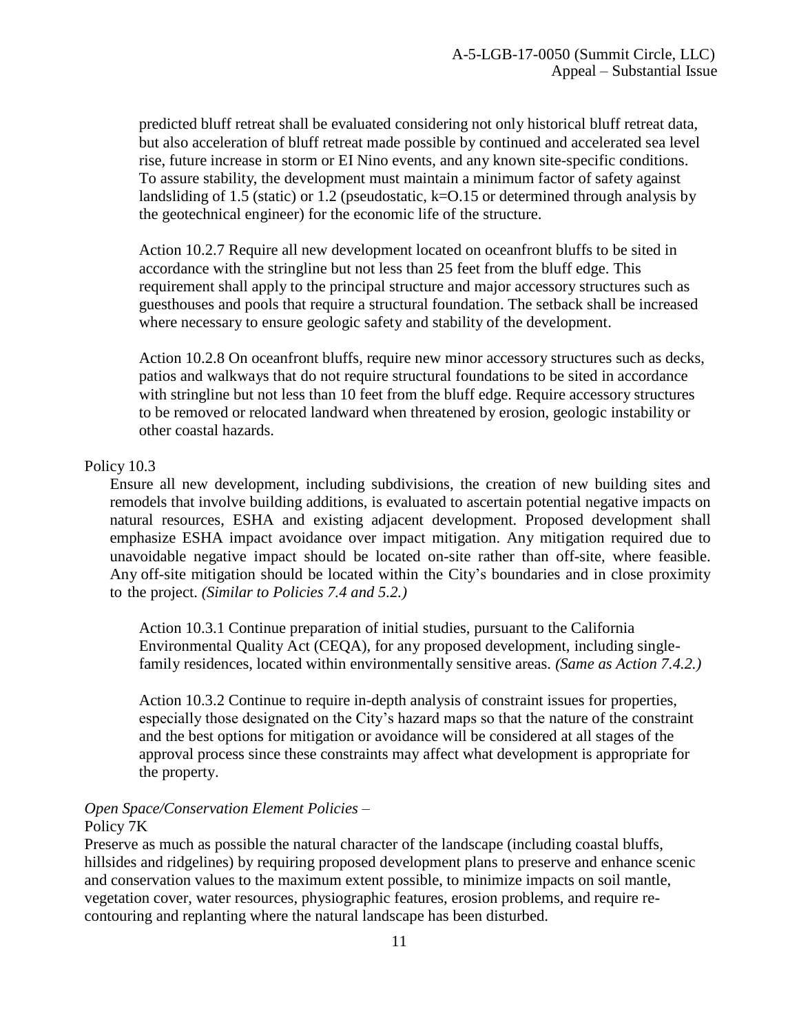predicted bluff retreat shall be evaluated considering not only historical bluff retreat data, but also acceleration of bluff retreat made possible by continued and accelerated sea level rise, future increase in storm or EI Nino events, and any known site-specific conditions. To assure stability, the development must maintain a minimum factor of safety against landsliding of 1.5 (static) or 1.2 (pseudostatic, k=O.15 or determined through analysis by the geotechnical engineer) for the economic life of the structure.

Action 10.2.7 Require all new development located on oceanfront bluffs to be sited in accordance with the stringline but not less than 25 feet from the bluff edge. This requirement shall apply to the principal structure and major accessory structures such as guesthouses and pools that require a structural foundation. The setback shall be increased where necessary to ensure geologic safety and stability of the development.

Action 10.2.8 On oceanfront bluffs, require new minor accessory structures such as decks, patios and walkways that do not require structural foundations to be sited in accordance with stringline but not less than 10 feet from the bluff edge. Require accessory structures to be removed or relocated landward when threatened by erosion, geologic instability or other coastal hazards.

Policy 10.3

Ensure all new development, including subdivisions, the creation of new building sites and remodels that involve building additions, is evaluated to ascertain potential negative impacts on natural resources, ESHA and existing adjacent development. Proposed development shall emphasize ESHA impact avoidance over impact mitigation. Any mitigation required due to unavoidable negative impact should be located on-site rather than off-site, where feasible. Any off-site mitigation should be located within the City's boundaries and in close proximity to the project. *(Similar to Policies 7.4 and 5.2.)*

Action 10.3.1 Continue preparation of initial studies, pursuant to the California Environmental Quality Act (CEQA), for any proposed development, including single-family residences, located within environmentally sensitive areas. *(Same as Action 7.4.2.)*

Action 10.3.2 Continue to require in-depth analysis of constraint issues for properties, especially those designated on the City's hazard maps so that the nature of the constraint and the best options for mitigation or avoidance will be considered at all stages of the approval process since these constraints may affect what development is appropriate for the property.

*Open Space/Conservation Element Policies* –

Policy 7K

Preserve as much as possible the natural character of the landscape (including coastal bluffs, hillsides and ridgelines) by requiring proposed development plans to preserve and enhance scenic and conservation values to the maximum extent possible, to minimize impacts on soil mantle, vegetation cover, water resources, physiographic features, erosion problems, and require re-contouring and replanting where the natural landscape has been disturbed.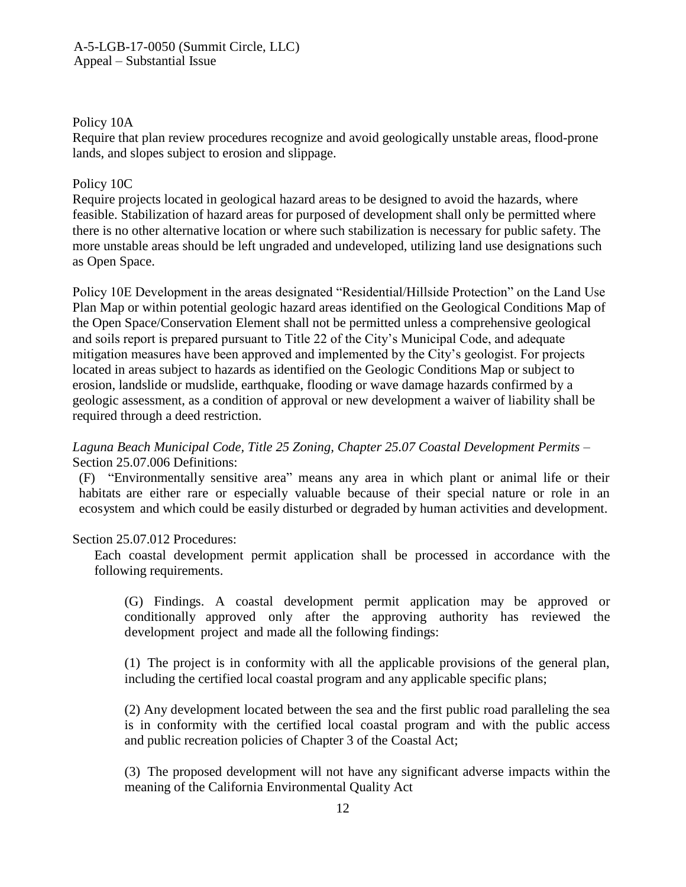Policy 10A

Require that plan review procedures recognize and avoid geologically unstable areas, flood-prone lands, and slopes subject to erosion and slippage.

Policy 10C

Require projects located in geological hazard areas to be designed to avoid the hazards, where feasible. Stabilization of hazard areas for purposed of development shall only be permitted where there is no other alternative location or where such stabilization is necessary for public safety. The more unstable areas should be left ungraded and undeveloped, utilizing land use designations such as Open Space.

Policy 10E Development in the areas designated "Residential/Hillside Protection" on the Land Use Plan Map or within potential geologic hazard areas identified on the Geological Conditions Map of the Open Space/Conservation Element shall not be permitted unless a comprehensive geological and soils report is prepared pursuant to Title 22 of the City's Municipal Code, and adequate mitigation measures have been approved and implemented by the City's geologist. For projects located in areas subject to hazards as identified on the Geologic Conditions Map or subject to erosion, landslide or mudslide, earthquake, flooding or wave damage hazards confirmed by a geologic assessment, as a condition of approval or new development a waiver of liability shall be required through a deed restriction.

*Laguna Beach Municipal Code, Title 25 Zoning, Chapter 25.07 Coastal Development Permits* – Section 25.07.006 Definitions:

(F) "Environmentally sensitive area" means any area in which plant or animal life or their habitats are either rare or especially valuable because of their special nature or role in an ecosystem and which could be easily disturbed or degraded by human activities and development.

Section 25.07.012 Procedures:

Each coastal development permit application shall be processed in accordance with the following requirements.

(G) Findings. A coastal development permit application may be approved or conditionally approved only after the approving authority has reviewed the development project and made all the following findings:

(1) The project is in conformity with all the applicable provisions of the general plan, including the certified local coastal program and any applicable specific plans;

(2) Any development located between the sea and the first public road paralleling the sea is in conformity with the certified local coastal program and with the public access and public recreation policies of Chapter 3 of the Coastal Act;

(3) The proposed development will not have any significant adverse impacts within the meaning of the California Environmental Quality Act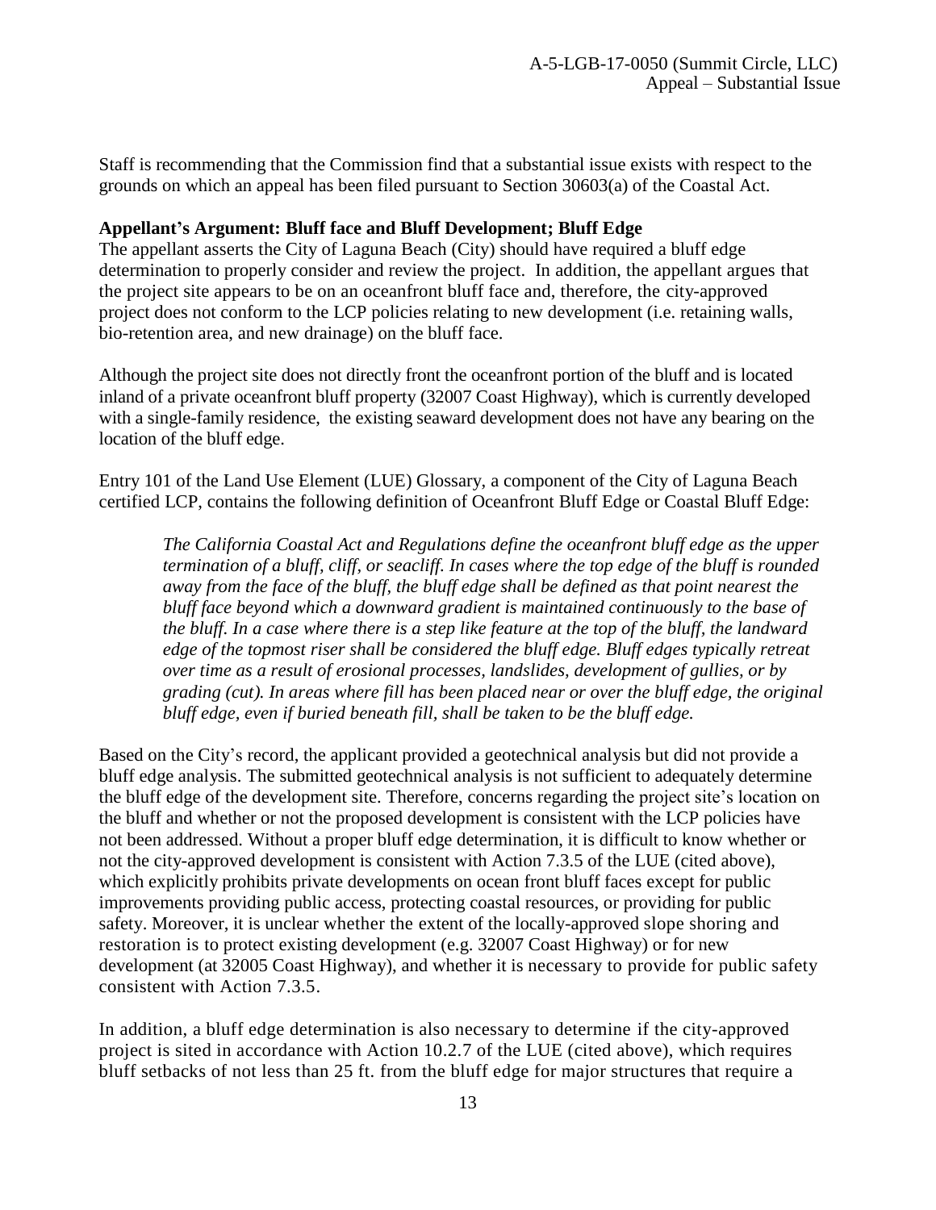Staff is recommending that the Commission find that a substantial issue exists with respect to the grounds on which an appeal has been filed pursuant to Section 30603(a) of the Coastal Act.

**Appellant's Argument: Bluff face and Bluff Development; Bluff Edge**

The appellant asserts the City of Laguna Beach (City) should have required a bluff edge determination to properly consider and review the project. In addition, the appellant argues that the project site appears to be on an oceanfront bluff face and, therefore, the city-approved project does not conform to the LCP policies relating to new development (i.e. retaining walls, bio-retention area, and new drainage) on the bluff face.

Although the project site does not directly front the oceanfront portion of the bluff and is located inland of a private oceanfront bluff property (32007 Coast Highway), which is currently developed with a single-family residence, the existing seaward development does not have any bearing on the location of the bluff edge.

Entry 101 of the Land Use Element (LUE) Glossary, a component of the City of Laguna Beach certified LCP, contains the following definition of Oceanfront Bluff Edge or Coastal Bluff Edge:

> *The California Coastal Act and Regulations define the oceanfront bluff edge as the upper termination of a bluff, cliff, or seacliff. In cases where the top edge of the bluff is rounded away from the face of the bluff, the bluff edge shall be defined as that point nearest the bluff face beyond which a downward gradient is maintained continuously to the base of the bluff. In a case where there is a step like feature at the top of the bluff, the landward edge of the topmost riser shall be considered the bluff edge. Bluff edges typically retreat over time as a result of erosional processes, landslides, development of gullies, or by grading (cut). In areas where fill has been placed near or over the bluff edge, the original bluff edge, even if buried beneath fill, shall be taken to be the bluff edge.*

Based on the City's record, the applicant provided a geotechnical analysis but did not provide a bluff edge analysis. The submitted geotechnical analysis is not sufficient to adequately determine the bluff edge of the development site. Therefore, concerns regarding the project site's location on the bluff and whether or not the proposed development is consistent with the LCP policies have not been addressed. Without a proper bluff edge determination, it is difficult to know whether or not the city-approved development is consistent with Action 7.3.5 of the LUE (cited above), which explicitly prohibits private developments on ocean front bluff faces except for public improvements providing public access, protecting coastal resources, or providing for public safety. Moreover, it is unclear whether the extent of the locally-approved slope shoring and restoration is to protect existing development (e.g. 32007 Coast Highway) or for new development (at 32005 Coast Highway), and whether it is necessary to provide for public safety consistent with Action 7.3.5.

In addition, a bluff edge determination is also necessary to determine if the city-approved project is sited in accordance with Action 10.2.7 of the LUE (cited above), which requires bluff setbacks of not less than 25 ft. from the bluff edge for major structures that require a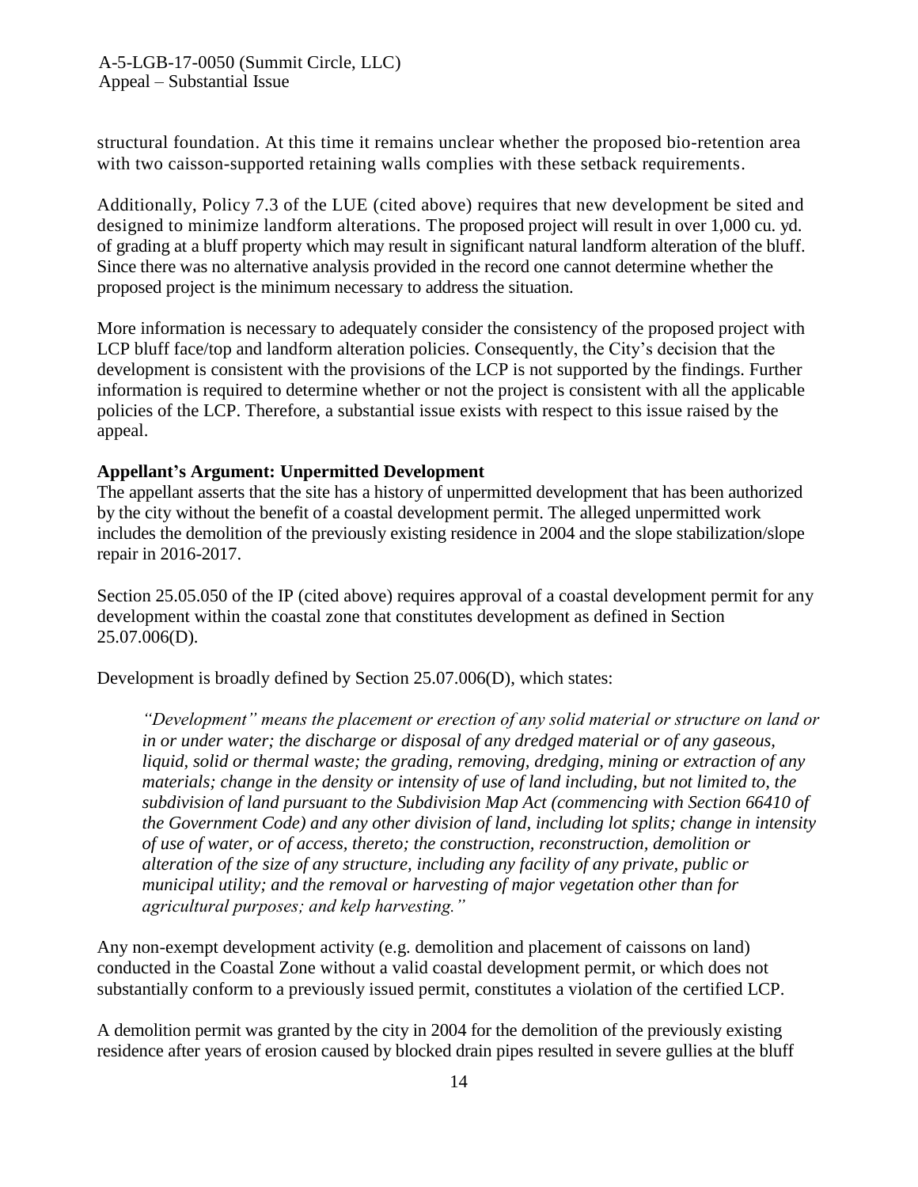structural foundation. At this time it remains unclear whether the proposed bio-retention area with two caisson-supported retaining walls complies with these setback requirements.

Additionally, Policy 7.3 of the LUE (cited above) requires that new development be sited and designed to minimize landform alterations. The proposed project will result in over 1,000 cu. yd. of grading at a bluff property which may result in significant natural landform alteration of the bluff. Since there was no alternative analysis provided in the record one cannot determine whether the proposed project is the minimum necessary to address the situation.

More information is necessary to adequately consider the consistency of the proposed project with LCP bluff face/top and landform alteration policies. Consequently, the City's decision that the development is consistent with the provisions of the LCP is not supported by the findings. Further information is required to determine whether or not the project is consistent with all the applicable policies of the LCP. Therefore, a substantial issue exists with respect to this issue raised by the appeal.

**Appellant's Argument: Unpermitted Development**

The appellant asserts that the site has a history of unpermitted development that has been authorized by the city without the benefit of a coastal development permit. The alleged unpermitted work includes the demolition of the previously existing residence in 2004 and the slope stabilization/slope repair in 2016-2017.

Section 25.05.050 of the IP (cited above) requires approval of a coastal development permit for any development within the coastal zone that constitutes development as defined in Section 25.07.006(D).

Development is broadly defined by Section 25.07.006(D), which states:

> *"Development" means the placement or erection of any solid material or structure on land or in or under water; the discharge or disposal of any dredged material or of any gaseous, liquid, solid or thermal waste; the grading, removing, dredging, mining or extraction of any materials; change in the density or intensity of use of land including, but not limited to, the subdivision of land pursuant to the Subdivision Map Act (commencing with Section 66410 of the Government Code) and any other division of land, including lot splits; change in intensity of use of water, or of access, thereto; the construction, reconstruction, demolition or alteration of the size of any structure, including any facility of any private, public or municipal utility; and the removal or harvesting of major vegetation other than for agricultural purposes; and kelp harvesting."*

Any non-exempt development activity (e.g. demolition and placement of caissons on land) conducted in the Coastal Zone without a valid coastal development permit, or which does not substantially conform to a previously issued permit, constitutes a violation of the certified LCP.

A demolition permit was granted by the city in 2004 for the demolition of the previously existing residence after years of erosion caused by blocked drain pipes resulted in severe gullies at the bluff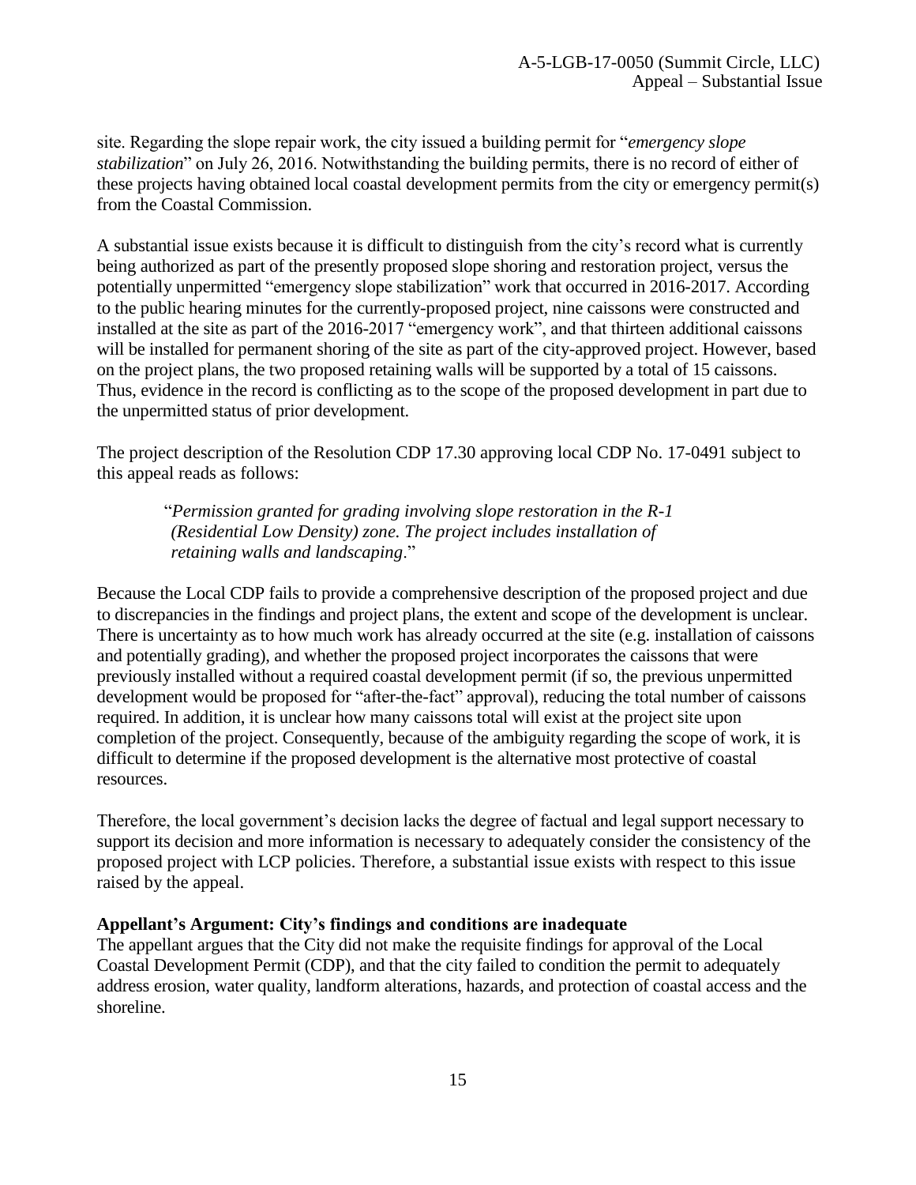site. Regarding the slope repair work, the city issued a building permit for "*emergency slope stabilization*" on July 26, 2016. Notwithstanding the building permits, there is no record of either of these projects having obtained local coastal development permits from the city or emergency permit(s) from the Coastal Commission.

A substantial issue exists because it is difficult to distinguish from the city's record what is currently being authorized as part of the presently proposed slope shoring and restoration project, versus the potentially unpermitted "emergency slope stabilization" work that occurred in 2016-2017. According to the public hearing minutes for the currently-proposed project, nine caissons were constructed and installed at the site as part of the 2016-2017 "emergency work", and that thirteen additional caissons will be installed for permanent shoring of the site as part of the city-approved project. However, based on the project plans, the two proposed retaining walls will be supported by a total of 15 caissons. Thus, evidence in the record is conflicting as to the scope of the proposed development in part due to the unpermitted status of prior development.

The project description of the Resolution CDP 17.30 approving local CDP No. 17-0491 subject to this appeal reads as follows:

> "*Permission granted for grading involving slope restoration in the R-1 (Residential Low Density) zone. The project includes installation of retaining walls and landscaping*."

Because the Local CDP fails to provide a comprehensive description of the proposed project and due to discrepancies in the findings and project plans, the extent and scope of the development is unclear. There is uncertainty as to how much work has already occurred at the site (e.g. installation of caissons and potentially grading), and whether the proposed project incorporates the caissons that were previously installed without a required coastal development permit (if so, the previous unpermitted development would be proposed for "after-the-fact" approval), reducing the total number of caissons required. In addition, it is unclear how many caissons total will exist at the project site upon completion of the project. Consequently, because of the ambiguity regarding the scope of work, it is difficult to determine if the proposed development is the alternative most protective of coastal resources.

Therefore, the local government's decision lacks the degree of factual and legal support necessary to support its decision and more information is necessary to adequately consider the consistency of the proposed project with LCP policies. Therefore, a substantial issue exists with respect to this issue raised by the appeal.

**Appellant's Argument: City's findings and conditions are inadequate**

The appellant argues that the City did not make the requisite findings for approval of the Local Coastal Development Permit (CDP), and that the city failed to condition the permit to adequately address erosion, water quality, landform alterations, hazards, and protection of coastal access and the shoreline.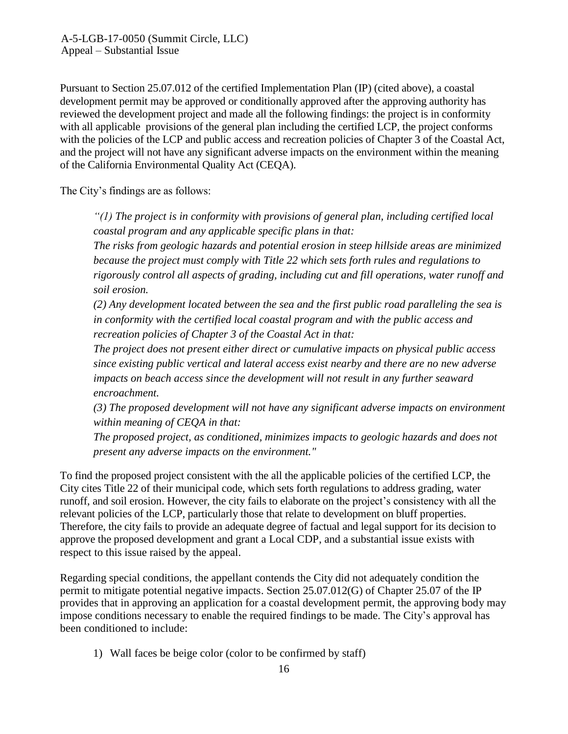Pursuant to Section 25.07.012 of the certified Implementation Plan (IP) (cited above), a coastal development permit may be approved or conditionally approved after the approving authority has reviewed the development project and made all the following findings: the project is in conformity with all applicable provisions of the general plan including the certified LCP, the project conforms with the policies of the LCP and public access and recreation policies of Chapter 3 of the Coastal Act, and the project will not have any significant adverse impacts on the environment within the meaning of the California Environmental Quality Act (CEQA).

The City's findings are as follows:

> *"(1) The project is in conformity with provisions of general plan, including certified local coastal program and any applicable specific plans in that:*
> *The risks from geologic hazards and potential erosion in steep hillside areas are minimized because the project must comply with Title 22 which sets forth rules and regulations to rigorously control all aspects of grading, including cut and fill operations, water runoff and soil erosion.*
> *(2) Any development located between the sea and the first public road paralleling the sea is in conformity with the certified local coastal program and with the public access and recreation policies of Chapter 3 of the Coastal Act in that:*
> *The project does not present either direct or cumulative impacts on physical public access since existing public vertical and lateral access exist nearby and there are no new adverse impacts on beach access since the development will not result in any further seaward encroachment.*
> *(3) The proposed development will not have any significant adverse impacts on environment within meaning of CEQA in that:*
> *The proposed project, as conditioned, minimizes impacts to geologic hazards and does not present any adverse impacts on the environment."*

To find the proposed project consistent with the all the applicable policies of the certified LCP, the City cites Title 22 of their municipal code, which sets forth regulations to address grading, water runoff, and soil erosion. However, the city fails to elaborate on the project's consistency with all the relevant policies of the LCP, particularly those that relate to development on bluff properties. Therefore, the city fails to provide an adequate degree of factual and legal support for its decision to approve the proposed development and grant a Local CDP, and a substantial issue exists with respect to this issue raised by the appeal.

Regarding special conditions, the appellant contends the City did not adequately condition the permit to mitigate potential negative impacts. Section 25.07.012(G) of Chapter 25.07 of the IP provides that in approving an application for a coastal development permit, the approving body may impose conditions necessary to enable the required findings to be made. The City's approval has been conditioned to include:

1) Wall faces be beige color (color to be confirmed by staff)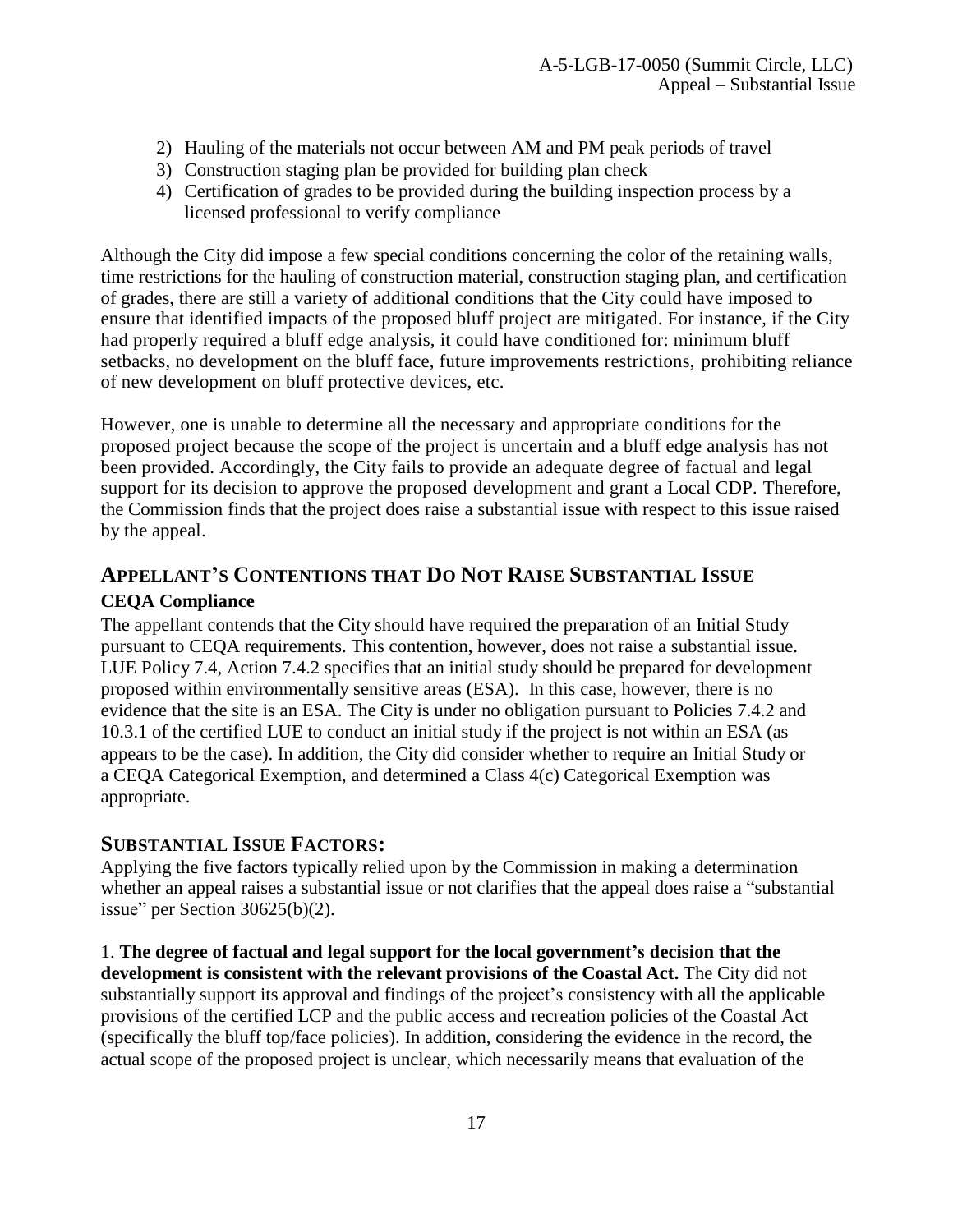2) Hauling of the materials not occur between AM and PM peak periods of travel
3) Construction staging plan be provided for building plan check
4) Certification of grades to be provided during the building inspection process by a licensed professional to verify compliance

Although the City did impose a few special conditions concerning the color of the retaining walls, time restrictions for the hauling of construction material, construction staging plan, and certification of grades, there are still a variety of additional conditions that the City could have imposed to ensure that identified impacts of the proposed bluff project are mitigated. For instance, if the City had properly required a bluff edge analysis, it could have conditioned for: minimum bluff setbacks, no development on the bluff face, future improvements restrictions, prohibiting reliance of new development on bluff protective devices, etc.

However, one is unable to determine all the necessary and appropriate conditions for the proposed project because the scope of the project is uncertain and a bluff edge analysis has not been provided. Accordingly, the City fails to provide an adequate degree of factual and legal support for its decision to approve the proposed development and grant a Local CDP. Therefore, the Commission finds that the project does raise a substantial issue with respect to this issue raised by the appeal.

## APPELLANT'S CONTENTIONS THAT DO NOT RAISE SUBSTANTIAL ISSUE

### CEQA Compliance

The appellant contends that the City should have required the preparation of an Initial Study pursuant to CEQA requirements. This contention, however, does not raise a substantial issue. LUE Policy 7.4, Action 7.4.2 specifies that an initial study should be prepared for development proposed within environmentally sensitive areas (ESA). In this case, however, there is no evidence that the site is an ESA. The City is under no obligation pursuant to Policies 7.4.2 and 10.3.1 of the certified LUE to conduct an initial study if the project is not within an ESA (as appears to be the case). In addition, the City did consider whether to require an Initial Study or a CEQA Categorical Exemption, and determined a Class 4(c) Categorical Exemption was appropriate.

## SUBSTANTIAL ISSUE FACTORS:

Applying the five factors typically relied upon by the Commission in making a determination whether an appeal raises a substantial issue or not clarifies that the appeal does raise a "substantial issue" per Section 30625(b)(2).

1. **The degree of factual and legal support for the local government's decision that the development is consistent with the relevant provisions of the Coastal Act.** The City did not substantially support its approval and findings of the project's consistency with all the applicable provisions of the certified LCP and the public access and recreation policies of the Coastal Act (specifically the bluff top/face policies). In addition, considering the evidence in the record, the actual scope of the proposed project is unclear, which necessarily means that evaluation of the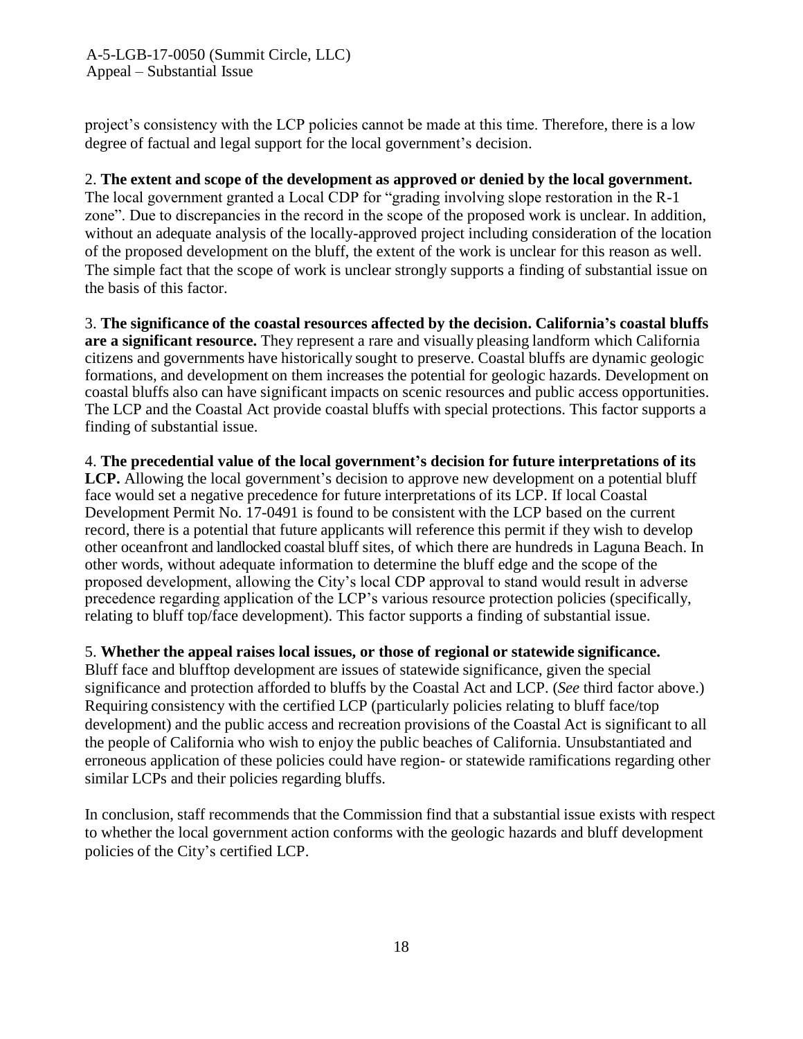project's consistency with the LCP policies cannot be made at this time. Therefore, there is a low degree of factual and legal support for the local government's decision.

2. **The extent and scope of the development as approved or denied by the local government.** The local government granted a Local CDP for "grading involving slope restoration in the R-1 zone". Due to discrepancies in the record in the scope of the proposed work is unclear. In addition, without an adequate analysis of the locally-approved project including consideration of the location of the proposed development on the bluff, the extent of the work is unclear for this reason as well. The simple fact that the scope of work is unclear strongly supports a finding of substantial issue on the basis of this factor.

3. **The significance of the coastal resources affected by the decision. California's coastal bluffs are a significant resource.** They represent a rare and visually pleasing landform which California citizens and governments have historically sought to preserve. Coastal bluffs are dynamic geologic formations, and development on them increases the potential for geologic hazards. Development on coastal bluffs also can have significant impacts on scenic resources and public access opportunities. The LCP and the Coastal Act provide coastal bluffs with special protections. This factor supports a finding of substantial issue.

4. **The precedential value of the local government's decision for future interpretations of its LCP.** Allowing the local government's decision to approve new development on a potential bluff face would set a negative precedence for future interpretations of its LCP. If local Coastal Development Permit No. 17-0491 is found to be consistent with the LCP based on the current record, there is a potential that future applicants will reference this permit if they wish to develop other oceanfront and landlocked coastal bluff sites, of which there are hundreds in Laguna Beach. In other words, without adequate information to determine the bluff edge and the scope of the proposed development, allowing the City's local CDP approval to stand would result in adverse precedence regarding application of the LCP's various resource protection policies (specifically, relating to bluff top/face development). This factor supports a finding of substantial issue.

5. **Whether the appeal raises local issues, or those of regional or statewide significance.** Bluff face and blufftop development are issues of statewide significance, given the special significance and protection afforded to bluffs by the Coastal Act and LCP. (*See* third factor above.) Requiring consistency with the certified LCP (particularly policies relating to bluff face/top development) and the public access and recreation provisions of the Coastal Act is significant to all the people of California who wish to enjoy the public beaches of California. Unsubstantiated and erroneous application of these policies could have region- or statewide ramifications regarding other similar LCPs and their policies regarding bluffs.

In conclusion, staff recommends that the Commission find that a substantial issue exists with respect to whether the local government action conforms with the geologic hazards and bluff development policies of the City's certified LCP.